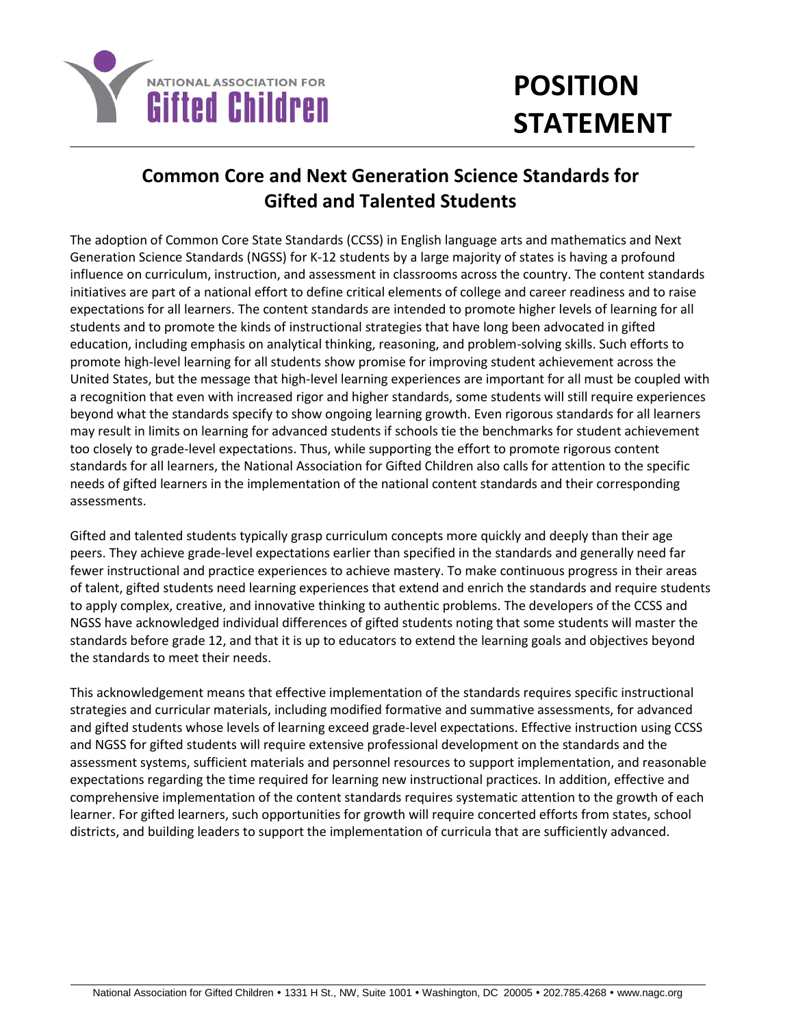NATIONAL ASSOCIATION FOR **Gifted Children**

# POSITION STATEMENT

## Common Core and Next Generation Science Standards for Gifted and Talented Students

The adoption of Common Core State Standards (CCSS) in English language arts and mathematics and Next Generation Science Standards (NGSS) for K-12 students by a large majority of states is having a profound influence on curriculum, instruction, and assessment in classrooms across the country. The content standards initiatives are part of a national effort to define critical elements of college and career readiness and to raise expectations for all learners. The content standards are intended to promote higher levels of learning for all students and to promote the kinds of instructional strategies that have long been advocated in gifted education, including emphasis on analytical thinking, reasoning, and problem-solving skills. Such efforts to promote high-level learning for all students show promise for improving student achievement across the United States, but the message that high-level learning experiences are important for all must be coupled with a recognition that even with increased rigor and higher standards, some students will still require experiences beyond what the standards specify to show ongoing learning growth. Even rigorous standards for all learners may result in limits on learning for advanced students if schools tie the benchmarks for student achievement too closely to grade-level expectations. Thus, while supporting the effort to promote rigorous content standards for all learners, the National Association for Gifted Children also calls for attention to the specific needs of gifted learners in the implementation of the national content standards and their corresponding assessments.

Gifted and talented students typically grasp curriculum concepts more quickly and deeply than their age peers. They achieve grade-level expectations earlier than specified in the standards and generally need far fewer instructional and practice experiences to achieve mastery. To make continuous progress in their areas of talent, gifted students need learning experiences that extend and enrich the standards and require students to apply complex, creative, and innovative thinking to authentic problems. The developers of the CCSS and NGSS have acknowledged individual differences of gifted students noting that some students will master the standards before grade 12, and that it is up to educators to extend the learning goals and objectives beyond the standards to meet their needs.

This acknowledgement means that effective implementation of the standards requires specific instructional strategies and curricular materials, including modified formative and summative assessments, for advanced and gifted students whose levels of learning exceed grade-level expectations. Effective instruction using CCSS and NGSS for gifted students will require extensive professional development on the standards and the assessment systems, sufficient materials and personnel resources to support implementation, and reasonable expectations regarding the time required for learning new instructional practices. In addition, effective and comprehensive implementation of the content standards requires systematic attention to the growth of each learner. For gifted learners, such opportunities for growth will require concerted efforts from states, school districts, and building leaders to support the implementation of curricula that are sufficiently advanced.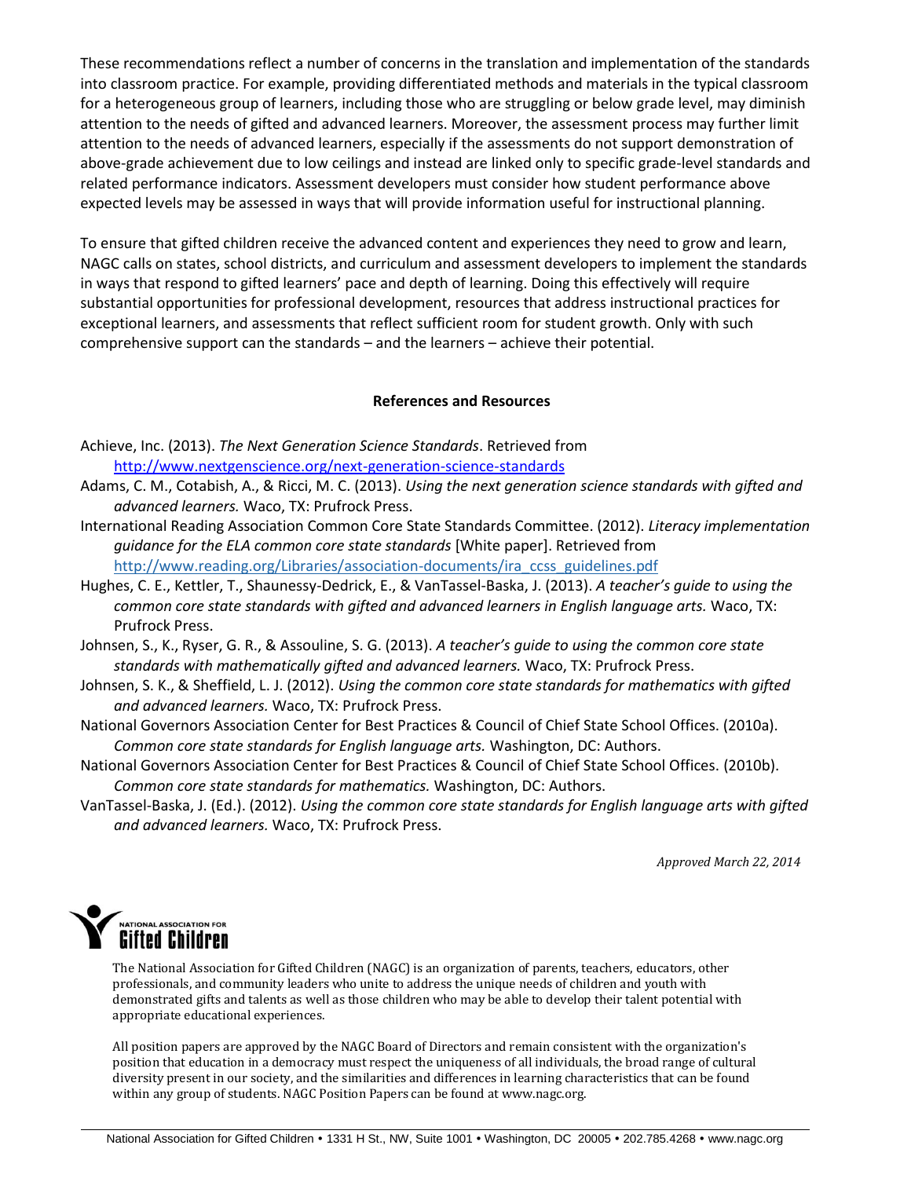These recommendations reflect a number of concerns in the translation and implementation of the standards into classroom practice. For example, providing differentiated methods and materials in the typical classroom for a heterogeneous group of learners, including those who are struggling or below grade level, may diminish attention to the needs of gifted and advanced learners. Moreover, the assessment process may further limit attention to the needs of advanced learners, especially if the assessments do not support demonstration of above-grade achievement due to low ceilings and instead are linked only to specific grade-level standards and related performance indicators. Assessment developers must consider how student performance above expected levels may be assessed in ways that will provide information useful for instructional planning.

To ensure that gifted children receive the advanced content and experiences they need to grow and learn, NAGC calls on states, school districts, and curriculum and assessment developers to implement the standards in ways that respond to gifted learners' pace and depth of learning. Doing this effectively will require substantial opportunities for professional development, resources that address instructional practices for exceptional learners, and assessments that reflect sufficient room for student growth. Only with such comprehensive support can the standards – and the learners – achieve their potential.

**References and Resources**

Achieve, Inc. (2013). *The Next Generation Science Standards*. Retrieved from http://www.nextgenscience.org/next-generation-science-standards

Adams, C. M., Cotabish, A., & Ricci, M. C. (2013). *Using the next generation science standards with gifted and advanced learners.* Waco, TX: Prufrock Press.

International Reading Association Common Core State Standards Committee. (2012). *Literacy implementation guidance for the ELA common core state standards* [White paper]. Retrieved from http://www.reading.org/Libraries/association-documents/ira_ccss_guidelines.pdf

Hughes, C. E., Kettler, T., Shaunessy-Dedrick, E., & VanTassel-Baska, J. (2013). *A teacher's guide to using the common core state standards with gifted and advanced learners in English language arts.* Waco, TX: Prufrock Press.

Johnsen, S., K., Ryser, G. R., & Assouline, S. G. (2013). *A teacher's guide to using the common core state standards with mathematically gifted and advanced learners.* Waco, TX: Prufrock Press.

Johnsen, S. K., & Sheffield, L. J. (2012). *Using the common core state standards for mathematics with gifted and advanced learners.* Waco, TX: Prufrock Press.

National Governors Association Center for Best Practices & Council of Chief State School Offices. (2010a). *Common core state standards for English language arts.* Washington, DC: Authors.

National Governors Association Center for Best Practices & Council of Chief State School Offices. (2010b). *Common core state standards for mathematics.* Washington, DC: Authors.

VanTassel-Baska, J. (Ed.). (2012). *Using the common core state standards for English language arts with gifted and advanced learners.* Waco, TX: Prufrock Press.

*Approved March 22, 2014*

National Association for Gifted Children

The National Association for Gifted Children (NAGC) is an organization of parents, teachers, educators, other professionals, and community leaders who unite to address the unique needs of children and youth with demonstrated gifts and talents as well as those children who may be able to develop their talent potential with appropriate educational experiences.

All position papers are approved by the NAGC Board of Directors and remain consistent with the organization's position that education in a democracy must respect the uniqueness of all individuals, the broad range of cultural diversity present in our society, and the similarities and differences in learning characteristics that can be found within any group of students. NAGC Position Papers can be found at www.nagc.org.

National Association for Gifted Children • 1331 H St., NW, Suite 1001 • Washington, DC 20005 • 202.785.4268 • www.nagc.org